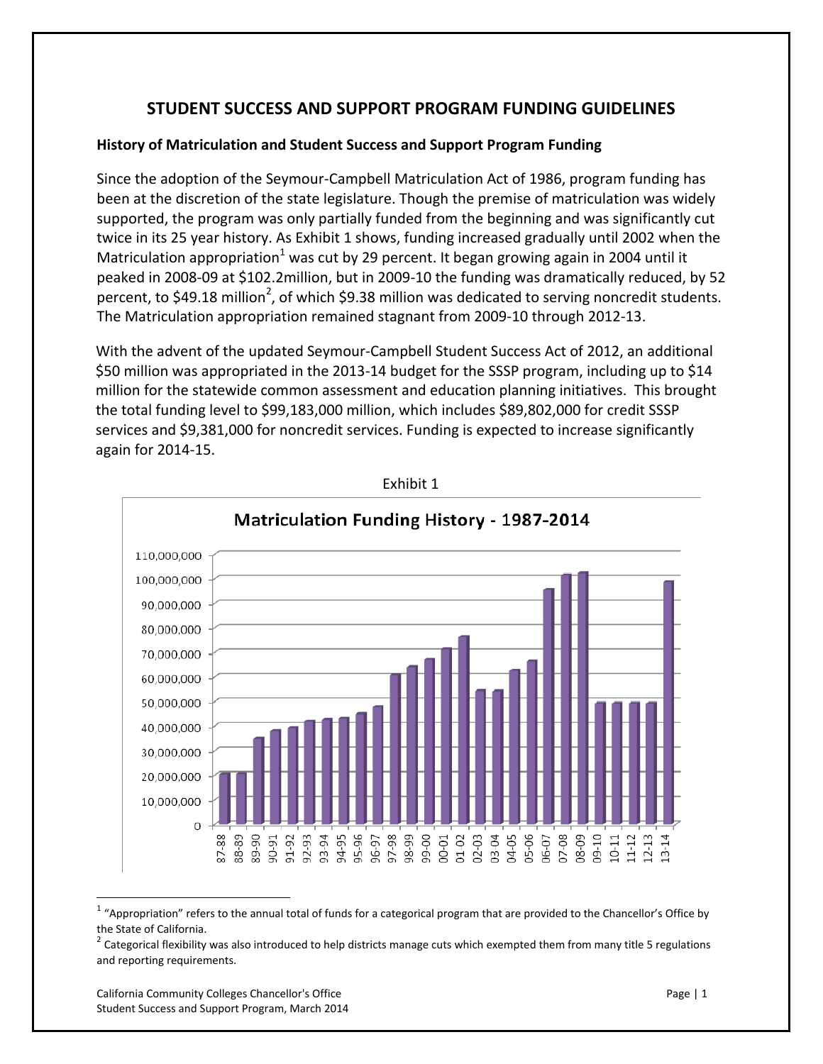# STUDENT SUCCESS AND SUPPORT PROGRAM FUNDING GUIDELINES

**History of Matriculation and Student Success and Support Program Funding**

Since the adoption of the Seymour-Campbell Matriculation Act of 1986, program funding has been at the discretion of the state legislature. Though the premise of matriculation was widely supported, the program was only partially funded from the beginning and was significantly cut twice in its 25 year history. As Exhibit 1 shows, funding increased gradually until 2002 when the Matriculation appropriation[1] was cut by 29 percent. It began growing again in 2004 until it peaked in 2008-09 at $102.2million, but in 2009-10 the funding was dramatically reduced, by 52 percent, to $49.18 million[2], of which $9.38 million was dedicated to serving noncredit students. The Matriculation appropriation remained stagnant from 2009-10 through 2012-13.

With the advent of the updated Seymour-Campbell Student Success Act of 2012, an additional $50 million was appropriated in the 2013-14 budget for the SSSP program, including up to $14 million for the statewide common assessment and education planning initiatives. This brought the total funding level to $99,183,000 million, which includes $89,802,000 for credit SSSP services and $9,381,000 for noncredit services. Funding is expected to increase significantly again for 2014-15.

Exhibit 1

Matriculation Funding History - 1987-2014

[1] "Appropriation" refers to the annual total of funds for a categorical program that are provided to the Chancellor's Office by the State of California.

[2] Categorical flexibility was also introduced to help districts manage cuts which exempted them from many title 5 regulations and reporting requirements.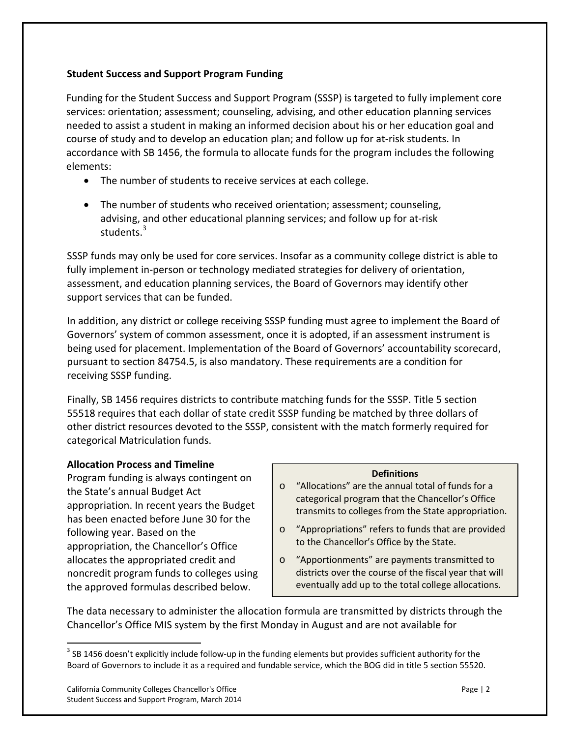**Student Success and Support Program Funding**

Funding for the Student Success and Support Program (SSSP) is targeted to fully implement core services: orientation; assessment; counseling, advising, and other education planning services needed to assist a student in making an informed decision about his or her education goal and course of study and to develop an education plan; and follow up for at-risk students. In accordance with SB 1456, the formula to allocate funds for the program includes the following elements:

- The number of students to receive services at each college.
- The number of students who received orientation; assessment; counseling, advising, and other educational planning services; and follow up for at-risk students.[3]

SSSP funds may only be used for core services. Insofar as a community college district is able to fully implement in-person or technology mediated strategies for delivery of orientation, assessment, and education planning services, the Board of Governors may identify other support services that can be funded.

In addition, any district or college receiving SSSP funding must agree to implement the Board of Governors' system of common assessment, once it is adopted, if an assessment instrument is being used for placement. Implementation of the Board of Governors' accountability scorecard, pursuant to section 84754.5, is also mandatory. These requirements are a condition for receiving SSSP funding.

Finally, SB 1456 requires districts to contribute matching funds for the SSSP. Title 5 section 55518 requires that each dollar of state credit SSSP funding be matched by three dollars of other district resources devoted to the SSSP, consistent with the match formerly required for categorical Matriculation funds.

**Allocation Process and Timeline**

Program funding is always contingent on the State's annual Budget Act appropriation. In recent years the Budget has been enacted before June 30 for the following year. Based on the appropriation, the Chancellor's Office allocates the appropriated credit and noncredit program funds to colleges using the approved formulas described below.

> **Definitions**
>
> - "Allocations" are the annual total of funds for a categorical program that the Chancellor's Office transmits to colleges from the State appropriation.
> - "Appropriations" refers to funds that are provided to the Chancellor's Office by the State.
> - "Apportionments" are payments transmitted to districts over the course of the fiscal year that will eventually add up to the total college allocations.

The data necessary to administer the allocation formula are transmitted by districts through the Chancellor's Office MIS system by the first Monday in August and are not available for

---

[3] SB 1456 doesn't explicitly include follow-up in the funding elements but provides sufficient authority for the Board of Governors to include it as a required and fundable service, which the BOG did in title 5 section 55520.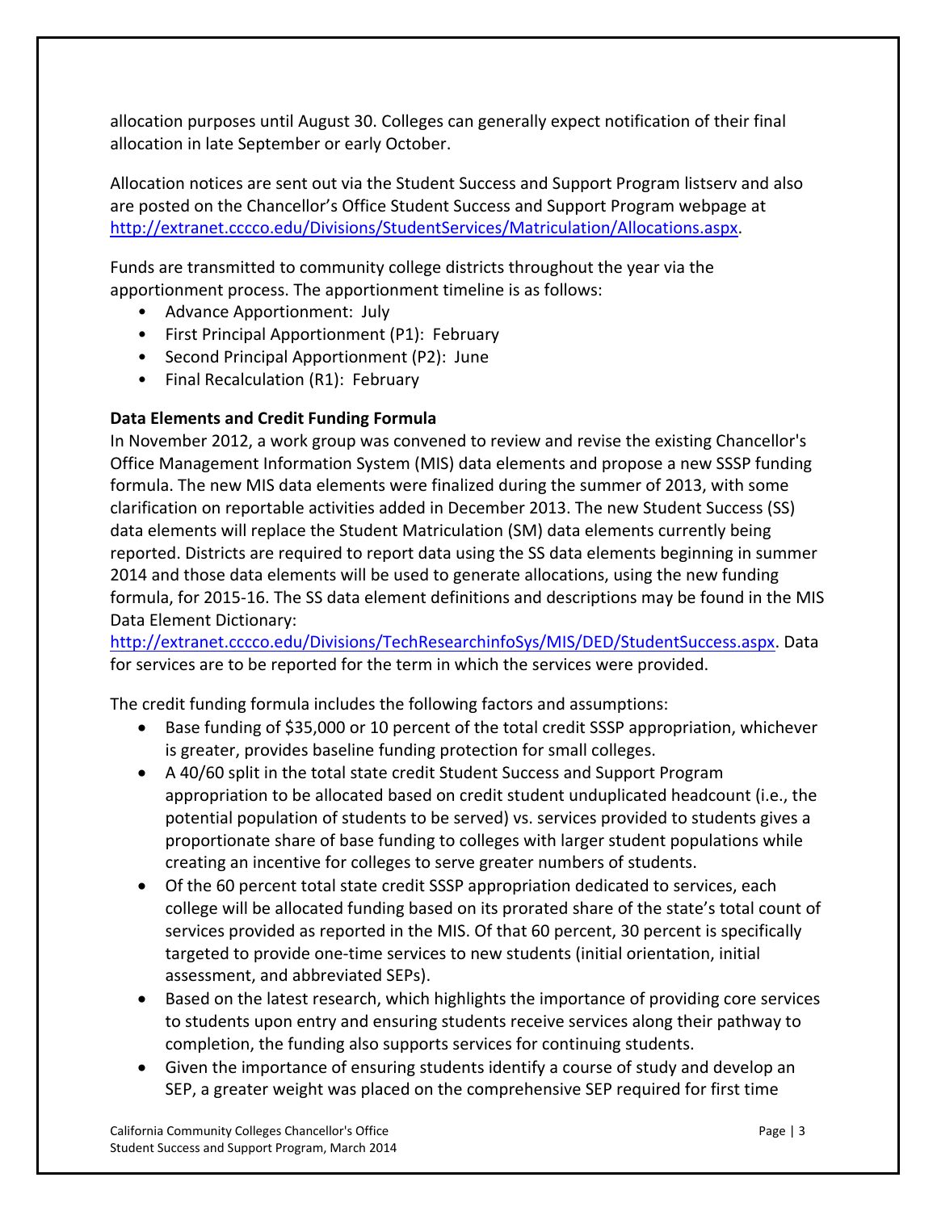allocation purposes until August 30. Colleges can generally expect notification of their final allocation in late September or early October.

Allocation notices are sent out via the Student Success and Support Program listserv and also are posted on the Chancellor's Office Student Success and Support Program webpage at http://extranet.cccco.edu/Divisions/StudentServices/Matriculation/Allocations.aspx.

Funds are transmitted to community college districts throughout the year via the apportionment process. The apportionment timeline is as follows:

- Advance Apportionment: July
- First Principal Apportionment (P1): February
- Second Principal Apportionment (P2): June
- Final Recalculation (R1): February

**Data Elements and Credit Funding Formula**

In November 2012, a work group was convened to review and revise the existing Chancellor's Office Management Information System (MIS) data elements and propose a new SSSP funding formula. The new MIS data elements were finalized during the summer of 2013, with some clarification on reportable activities added in December 2013. The new Student Success (SS) data elements will replace the Student Matriculation (SM) data elements currently being reported. Districts are required to report data using the SS data elements beginning in summer 2014 and those data elements will be used to generate allocations, using the new funding formula, for 2015-16. The SS data element definitions and descriptions may be found in the MIS Data Element Dictionary: http://extranet.cccco.edu/Divisions/TechResearchinfoSys/MIS/DED/StudentSuccess.aspx. Data for services are to be reported for the term in which the services were provided.

The credit funding formula includes the following factors and assumptions:

- Base funding of $35,000 or 10 percent of the total credit SSSP appropriation, whichever is greater, provides baseline funding protection for small colleges.
- A 40/60 split in the total state credit Student Success and Support Program appropriation to be allocated based on credit student unduplicated headcount (i.e., the potential population of students to be served) vs. services provided to students gives a proportionate share of base funding to colleges with larger student populations while creating an incentive for colleges to serve greater numbers of students.
- Of the 60 percent total state credit SSSP appropriation dedicated to services, each college will be allocated funding based on its prorated share of the state's total count of services provided as reported in the MIS. Of that 60 percent, 30 percent is specifically targeted to provide one-time services to new students (initial orientation, initial assessment, and abbreviated SEPs).
- Based on the latest research, which highlights the importance of providing core services to students upon entry and ensuring students receive services along their pathway to completion, the funding also supports services for continuing students.
- Given the importance of ensuring students identify a course of study and develop an SEP, a greater weight was placed on the comprehensive SEP required for first time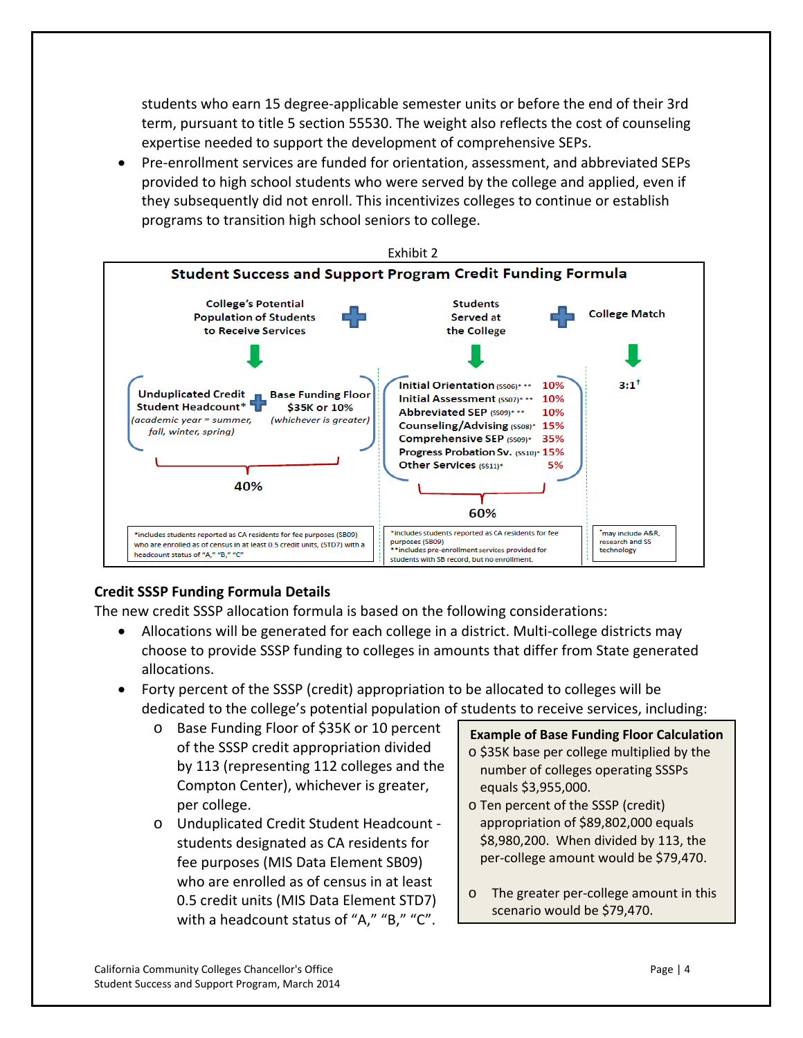students who earn 15 degree-applicable semester units or before the end of their 3rd term, pursuant to title 5 section 55530. The weight also reflects the cost of counseling expertise needed to support the development of comprehensive SEPs.

- Pre-enrollment services are funded for orientation, assessment, and abbreviated SEPs provided to high school students who were served by the college and applied, even if they subsequently did not enroll. This incentivizes colleges to continue or establish programs to transition high school seniors to college.

Exhibit 2

**Student Success and Support Program Credit Funding Formula**

College's Potential Population of Students to Receive Services + Students Served at the College + College Match

**College's Potential Population of Students to Receive Services — 40%**

- Unduplicated Credit Student Headcount* (academic year = summer, fall, winter, spring) + Base Funding Floor $35K or 10% (whichever is greater)

*includes students reported as CA residents for fee purposes (SB09) who are enrolled as of census in at least 0.5 credit units, (STD7) with a headcount status of "A," "B," "C"

**Students Served at the College — 60%**

| Service | Weight |
|---|---|
| Initial Orientation (SS06)* ** | 10% |
| Initial Assessment (SS07)* ** | 10% |
| Abbreviated SEP (SS09)* ** | 10% |
| Counseling/Advising (SS08)* | 15% |
| Comprehensive SEP (SS09)* | 35% |
| Progress Probation Sv. (SS10)* | 15% |
| Other Services (SS11)* | 5% |

*includes students reported as CA residents for fee purposes (SB09)
**includes pre-enrollment services provided for students with SB record, but no enrollment.

**College Match**

3:1†

†may include A&R, research and SS technology

## Credit SSSP Funding Formula Details

The new credit SSSP allocation formula is based on the following considerations:

- Allocations will be generated for each college in a district. Multi-college districts may choose to provide SSSP funding to colleges in amounts that differ from State generated allocations.
- Forty percent of the SSSP (credit) appropriation to be allocated to colleges will be dedicated to the college's potential population of students to receive services, including:
  - Base Funding Floor of $35K or 10 percent of the SSSP credit appropriation divided by 113 (representing 112 colleges and the Compton Center), whichever is greater, per college.
  - Unduplicated Credit Student Headcount - students designated as CA residents for fee purposes (MIS Data Element SB09) who are enrolled as of census in at least 0.5 credit units (MIS Data Element STD7) with a headcount status of "A," "B," "C".

**Example of Base Funding Floor Calculation**

- $35K base per college multiplied by the number of colleges operating SSSPs equals $3,955,000.
- Ten percent of the SSSP (credit) appropriation of $89,802,000 equals $8,980,200. When divided by 113, the per-college amount would be $79,470.
- The greater per-college amount in this scenario would be $79,470.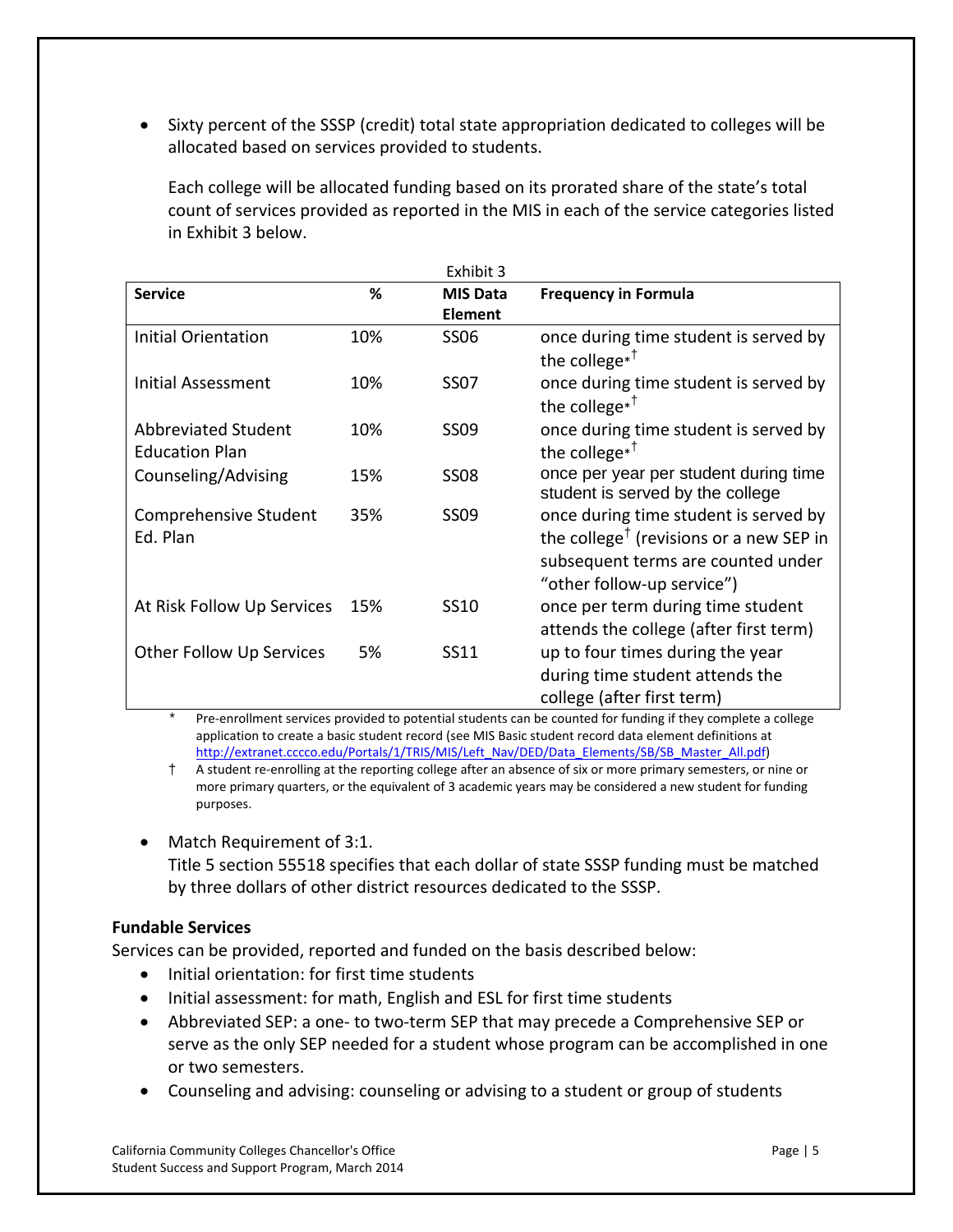- Sixty percent of the SSSP (credit) total state appropriation dedicated to colleges will be allocated based on services provided to students.

  Each college will be allocated funding based on its prorated share of the state's total count of services provided as reported in the MIS in each of the service categories listed in Exhibit 3 below.

Exhibit 3

| Service | % | MIS Data Element | Frequency in Formula |
|---|---|---|---|
| Initial Orientation | 10% | SS06 | once during time student is served by the college*† |
| Initial Assessment | 10% | SS07 | once during time student is served by the college*† |
| Abbreviated Student Education Plan | 10% | SS09 | once during time student is served by the college*† |
| Counseling/Advising | 15% | SS08 | once per year per student during time student is served by the college |
| Comprehensive Student Ed. Plan | 35% | SS09 | once during time student is served by the college† (revisions or a new SEP in subsequent terms are counted under "other follow-up service") |
| At Risk Follow Up Services | 15% | SS10 | once per term during time student attends the college (after first term) |
| Other Follow Up Services | 5% | SS11 | up to four times during the year during time student attends the college (after first term) |

\* Pre-enrollment services provided to potential students can be counted for funding if they complete a college application to create a basic student record (see MIS Basic student record data element definitions at http://extranet.cccco.edu/Portals/1/TRIS/MIS/Left_Nav/DED/Data_Elements/SB/SB_Master_All.pdf)

† A student re-enrolling at the reporting college after an absence of six or more primary semesters, or nine or more primary quarters, or the equivalent of 3 academic years may be considered a new student for funding purposes.

- Match Requirement of 3:1.
  Title 5 section 55518 specifies that each dollar of state SSSP funding must be matched by three dollars of other district resources dedicated to the SSSP.

**Fundable Services**

Services can be provided, reported and funded on the basis described below:

- Initial orientation: for first time students
- Initial assessment: for math, English and ESL for first time students
- Abbreviated SEP: a one- to two-term SEP that may precede a Comprehensive SEP or serve as the only SEP needed for a student whose program can be accomplished in one or two semesters.
- Counseling and advising: counseling or advising to a student or group of students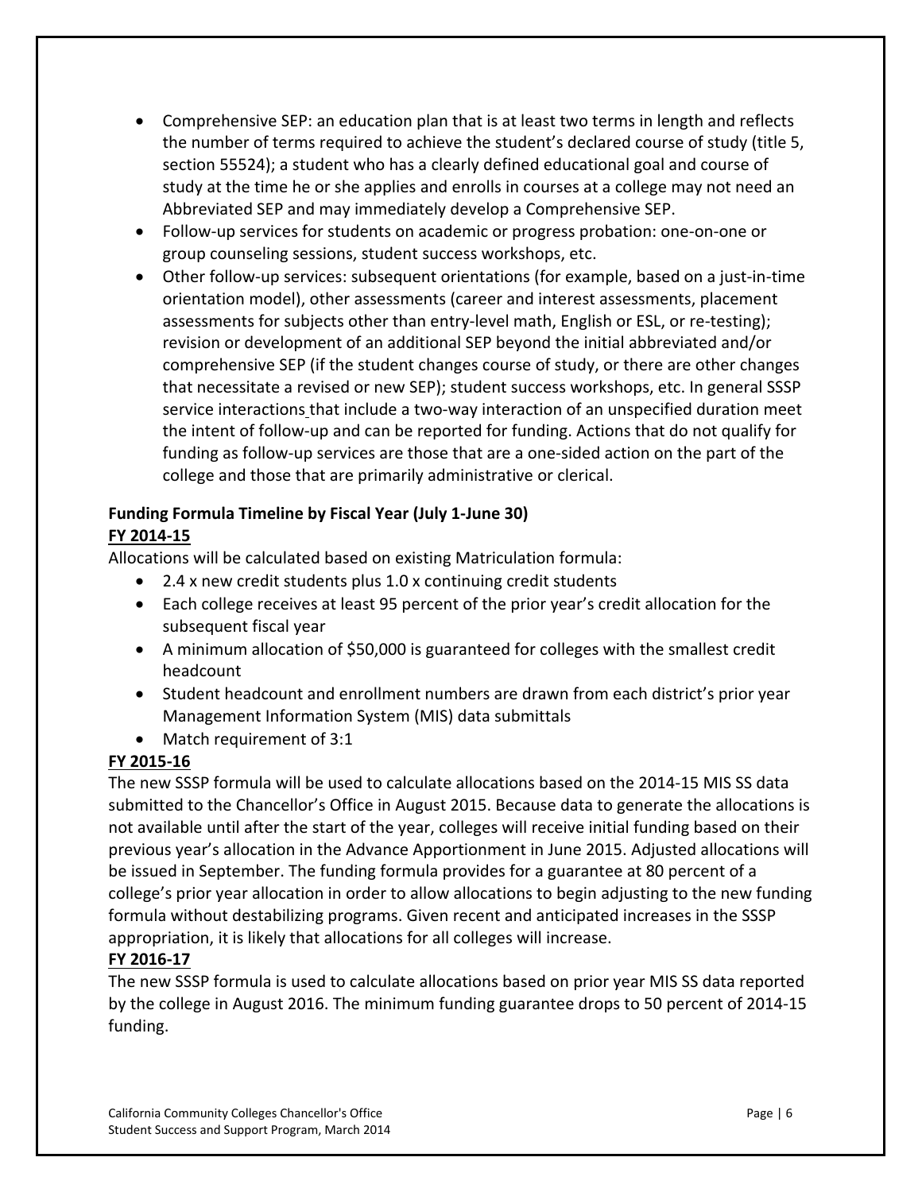- Comprehensive SEP: an education plan that is at least two terms in length and reflects the number of terms required to achieve the student's declared course of study (title 5, section 55524); a student who has a clearly defined educational goal and course of study at the time he or she applies and enrolls in courses at a college may not need an Abbreviated SEP and may immediately develop a Comprehensive SEP.
- Follow-up services for students on academic or progress probation: one-on-one or group counseling sessions, student success workshops, etc.
- Other follow-up services: subsequent orientations (for example, based on a just-in-time orientation model), other assessments (career and interest assessments, placement assessments for subjects other than entry-level math, English or ESL, or re-testing); revision or development of an additional SEP beyond the initial abbreviated and/or comprehensive SEP (if the student changes course of study, or there are other changes that necessitate a revised or new SEP); student success workshops, etc. In general SSSP service interactions that include a two-way interaction of an unspecified duration meet the intent of follow-up and can be reported for funding. Actions that do not qualify for funding as follow-up services are those that are a one-sided action on the part of the college and those that are primarily administrative or clerical.

**Funding Formula Timeline by Fiscal Year (July 1-June 30)**

**FY 2014-15**

Allocations will be calculated based on existing Matriculation formula:

- 2.4 x new credit students plus 1.0 x continuing credit students
- Each college receives at least 95 percent of the prior year's credit allocation for the subsequent fiscal year
- A minimum allocation of $50,000 is guaranteed for colleges with the smallest credit headcount
- Student headcount and enrollment numbers are drawn from each district's prior year Management Information System (MIS) data submittals
- Match requirement of 3:1

**FY 2015-16**

The new SSSP formula will be used to calculate allocations based on the 2014-15 MIS SS data submitted to the Chancellor's Office in August 2015. Because data to generate the allocations is not available until after the start of the year, colleges will receive initial funding based on their previous year's allocation in the Advance Apportionment in June 2015. Adjusted allocations will be issued in September. The funding formula provides for a guarantee at 80 percent of a college's prior year allocation in order to allow allocations to begin adjusting to the new funding formula without destabilizing programs. Given recent and anticipated increases in the SSSP appropriation, it is likely that allocations for all colleges will increase.

**FY 2016-17**

The new SSSP formula is used to calculate allocations based on prior year MIS SS data reported by the college in August 2016. The minimum funding guarantee drops to 50 percent of 2014-15 funding.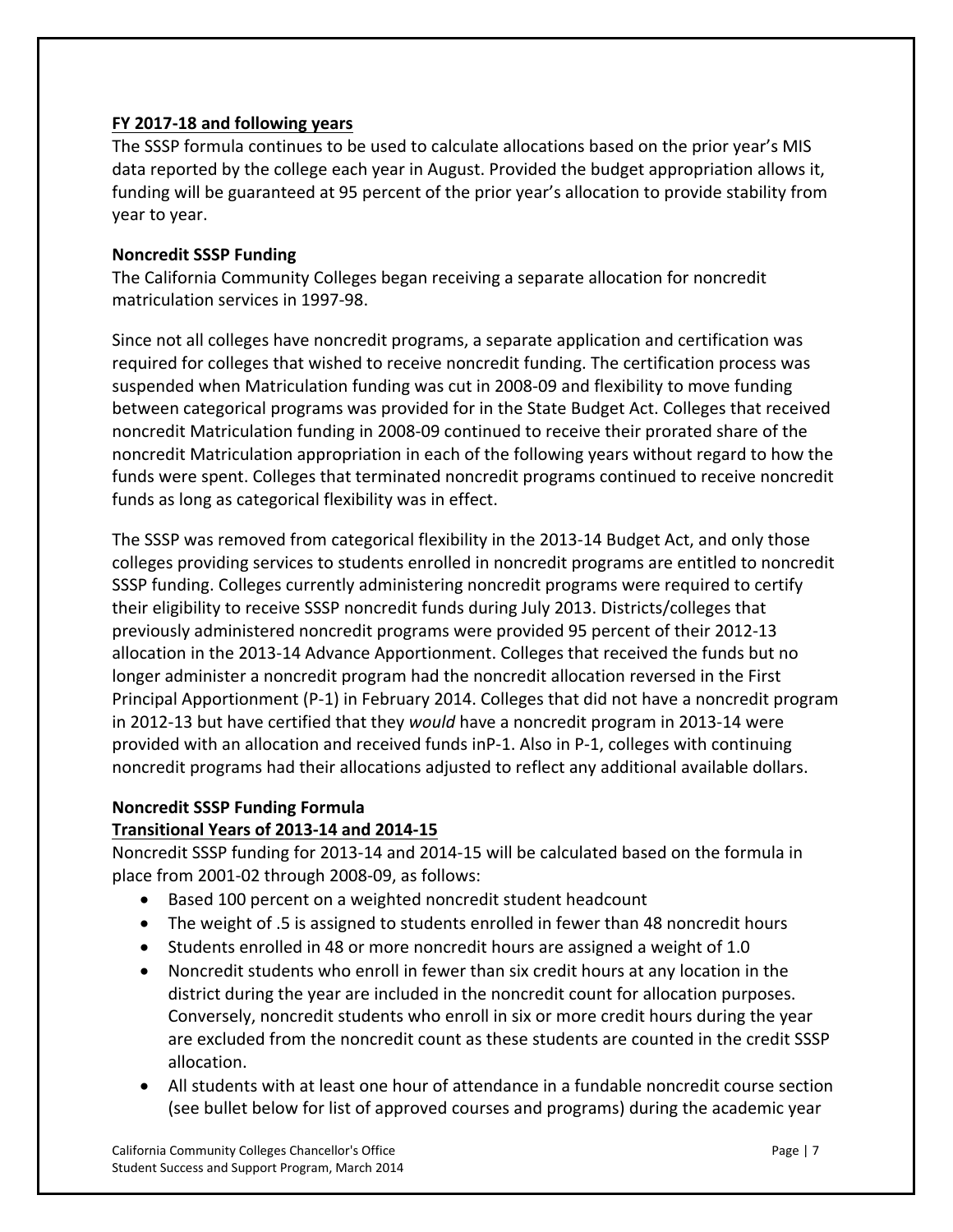**FY 2017-18 and following years**

The SSSP formula continues to be used to calculate allocations based on the prior year's MIS data reported by the college each year in August. Provided the budget appropriation allows it, funding will be guaranteed at 95 percent of the prior year's allocation to provide stability from year to year.

**Noncredit SSSP Funding**

The California Community Colleges began receiving a separate allocation for noncredit matriculation services in 1997-98.

Since not all colleges have noncredit programs, a separate application and certification was required for colleges that wished to receive noncredit funding. The certification process was suspended when Matriculation funding was cut in 2008-09 and flexibility to move funding between categorical programs was provided for in the State Budget Act. Colleges that received noncredit Matriculation funding in 2008-09 continued to receive their prorated share of the noncredit Matriculation appropriation in each of the following years without regard to how the funds were spent. Colleges that terminated noncredit programs continued to receive noncredit funds as long as categorical flexibility was in effect.

The SSSP was removed from categorical flexibility in the 2013-14 Budget Act, and only those colleges providing services to students enrolled in noncredit programs are entitled to noncredit SSSP funding. Colleges currently administering noncredit programs were required to certify their eligibility to receive SSSP noncredit funds during July 2013. Districts/colleges that previously administered noncredit programs were provided 95 percent of their 2012-13 allocation in the 2013-14 Advance Apportionment. Colleges that received the funds but no longer administer a noncredit program had the noncredit allocation reversed in the First Principal Apportionment (P-1) in February 2014. Colleges that did not have a noncredit program in 2012-13 but have certified that they *would* have a noncredit program in 2013-14 were provided with an allocation and received funds inP-1. Also in P-1, colleges with continuing noncredit programs had their allocations adjusted to reflect any additional available dollars.

**Noncredit SSSP Funding Formula**
**Transitional Years of 2013-14 and 2014-15**

Noncredit SSSP funding for 2013-14 and 2014-15 will be calculated based on the formula in place from 2001-02 through 2008-09, as follows:

- Based 100 percent on a weighted noncredit student headcount
- The weight of .5 is assigned to students enrolled in fewer than 48 noncredit hours
- Students enrolled in 48 or more noncredit hours are assigned a weight of 1.0
- Noncredit students who enroll in fewer than six credit hours at any location in the district during the year are included in the noncredit count for allocation purposes. Conversely, noncredit students who enroll in six or more credit hours during the year are excluded from the noncredit count as these students are counted in the credit SSSP allocation.
- All students with at least one hour of attendance in a fundable noncredit course section (see bullet below for list of approved courses and programs) during the academic year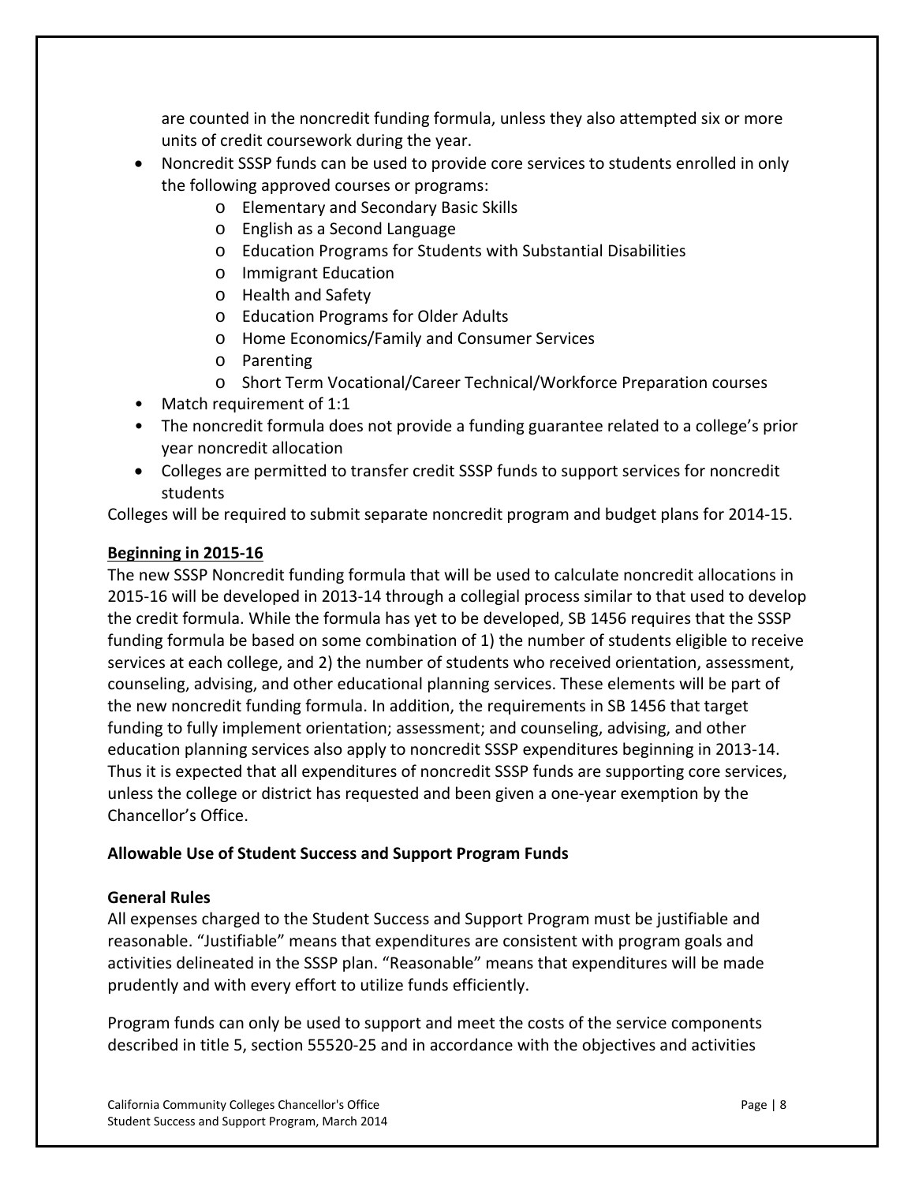are counted in the noncredit funding formula, unless they also attempted six or more units of credit coursework during the year.

- Noncredit SSSP funds can be used to provide core services to students enrolled in only the following approved courses or programs:
  - Elementary and Secondary Basic Skills
  - English as a Second Language
  - Education Programs for Students with Substantial Disabilities
  - Immigrant Education
  - Health and Safety
  - Education Programs for Older Adults
  - Home Economics/Family and Consumer Services
  - Parenting
  - Short Term Vocational/Career Technical/Workforce Preparation courses
- Match requirement of 1:1
- The noncredit formula does not provide a funding guarantee related to a college's prior year noncredit allocation
- Colleges are permitted to transfer credit SSSP funds to support services for noncredit students

Colleges will be required to submit separate noncredit program and budget plans for 2014-15.

**Beginning in 2015-16**

The new SSSP Noncredit funding formula that will be used to calculate noncredit allocations in 2015-16 will be developed in 2013-14 through a collegial process similar to that used to develop the credit formula. While the formula has yet to be developed, SB 1456 requires that the SSSP funding formula be based on some combination of 1) the number of students eligible to receive services at each college, and 2) the number of students who received orientation, assessment, counseling, advising, and other educational planning services. These elements will be part of the new noncredit funding formula. In addition, the requirements in SB 1456 that target funding to fully implement orientation; assessment; and counseling, advising, and other education planning services also apply to noncredit SSSP expenditures beginning in 2013-14. Thus it is expected that all expenditures of noncredit SSSP funds are supporting core services, unless the college or district has requested and been given a one-year exemption by the Chancellor's Office.

## Allowable Use of Student Success and Support Program Funds

### General Rules

All expenses charged to the Student Success and Support Program must be justifiable and reasonable. "Justifiable" means that expenditures are consistent with program goals and activities delineated in the SSSP plan. "Reasonable" means that expenditures will be made prudently and with every effort to utilize funds efficiently.

Program funds can only be used to support and meet the costs of the service components described in title 5, section 55520-25 and in accordance with the objectives and activities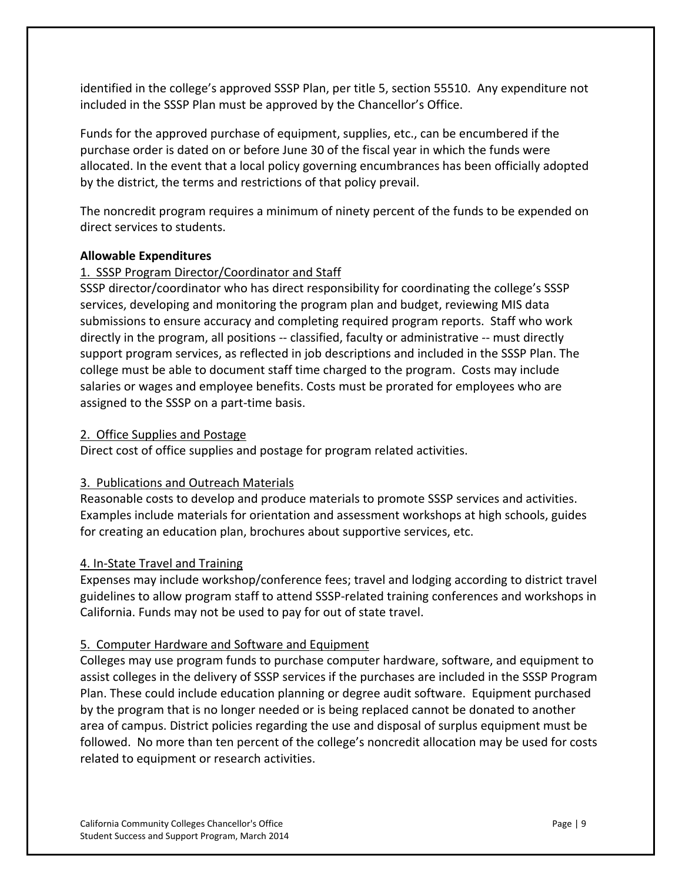identified in the college's approved SSSP Plan, per title 5, section 55510. Any expenditure not included in the SSSP Plan must be approved by the Chancellor's Office.

Funds for the approved purchase of equipment, supplies, etc., can be encumbered if the purchase order is dated on or before June 30 of the fiscal year in which the funds were allocated. In the event that a local policy governing encumbrances has been officially adopted by the district, the terms and restrictions of that policy prevail.

The noncredit program requires a minimum of ninety percent of the funds to be expended on direct services to students.

**Allowable Expenditures**

1. SSSP Program Director/Coordinator and Staff

SSSP director/coordinator who has direct responsibility for coordinating the college's SSSP services, developing and monitoring the program plan and budget, reviewing MIS data submissions to ensure accuracy and completing required program reports. Staff who work directly in the program, all positions -- classified, faculty or administrative -- must directly support program services, as reflected in job descriptions and included in the SSSP Plan. The college must be able to document staff time charged to the program. Costs may include salaries or wages and employee benefits. Costs must be prorated for employees who are assigned to the SSSP on a part-time basis.

2. Office Supplies and Postage

Direct cost of office supplies and postage for program related activities.

3. Publications and Outreach Materials

Reasonable costs to develop and produce materials to promote SSSP services and activities. Examples include materials for orientation and assessment workshops at high schools, guides for creating an education plan, brochures about supportive services, etc.

4. In-State Travel and Training

Expenses may include workshop/conference fees; travel and lodging according to district travel guidelines to allow program staff to attend SSSP-related training conferences and workshops in California. Funds may not be used to pay for out of state travel.

5. Computer Hardware and Software and Equipment

Colleges may use program funds to purchase computer hardware, software, and equipment to assist colleges in the delivery of SSSP services if the purchases are included in the SSSP Program Plan. These could include education planning or degree audit software. Equipment purchased by the program that is no longer needed or is being replaced cannot be donated to another area of campus. District policies regarding the use and disposal of surplus equipment must be followed. No more than ten percent of the college's noncredit allocation may be used for costs related to equipment or research activities.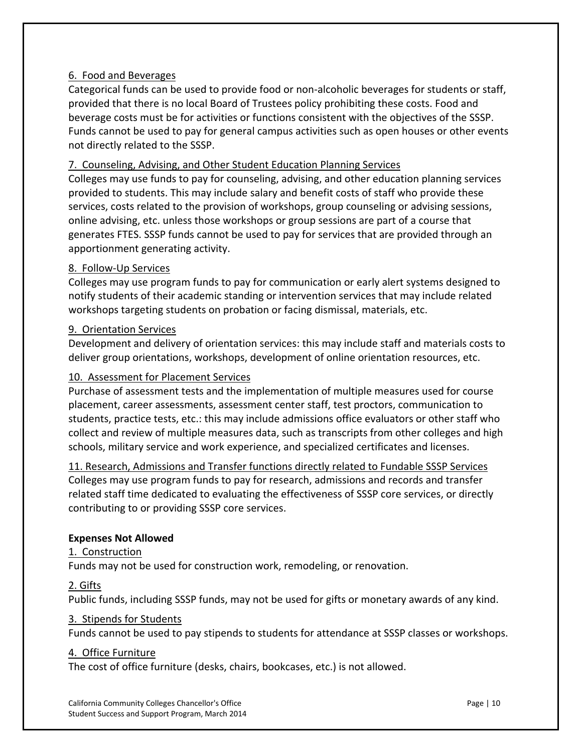6. Food and Beverages

Categorical funds can be used to provide food or non-alcoholic beverages for students or staff, provided that there is no local Board of Trustees policy prohibiting these costs. Food and beverage costs must be for activities or functions consistent with the objectives of the SSSP. Funds cannot be used to pay for general campus activities such as open houses or other events not directly related to the SSSP.

7. Counseling, Advising, and Other Student Education Planning Services

Colleges may use funds to pay for counseling, advising, and other education planning services provided to students. This may include salary and benefit costs of staff who provide these services, costs related to the provision of workshops, group counseling or advising sessions, online advising, etc. unless those workshops or group sessions are part of a course that generates FTES. SSSP funds cannot be used to pay for services that are provided through an apportionment generating activity.

8. Follow-Up Services

Colleges may use program funds to pay for communication or early alert systems designed to notify students of their academic standing or intervention services that may include related workshops targeting students on probation or facing dismissal, materials, etc.

9. Orientation Services

Development and delivery of orientation services: this may include staff and materials costs to deliver group orientations, workshops, development of online orientation resources, etc.

10. Assessment for Placement Services

Purchase of assessment tests and the implementation of multiple measures used for course placement, career assessments, assessment center staff, test proctors, communication to students, practice tests, etc.: this may include admissions office evaluators or other staff who collect and review of multiple measures data, such as transcripts from other colleges and high schools, military service and work experience, and specialized certificates and licenses.

11. Research, Admissions and Transfer functions directly related to Fundable SSSP Services

Colleges may use program funds to pay for research, admissions and records and transfer related staff time dedicated to evaluating the effectiveness of SSSP core services, or directly contributing to or providing SSSP core services.

**Expenses Not Allowed**

1. Construction

Funds may not be used for construction work, remodeling, or renovation.

2. Gifts

Public funds, including SSSP funds, may not be used for gifts or monetary awards of any kind.

3. Stipends for Students

Funds cannot be used to pay stipends to students for attendance at SSSP classes or workshops.

4. Office Furniture

The cost of office furniture (desks, chairs, bookcases, etc.) is not allowed.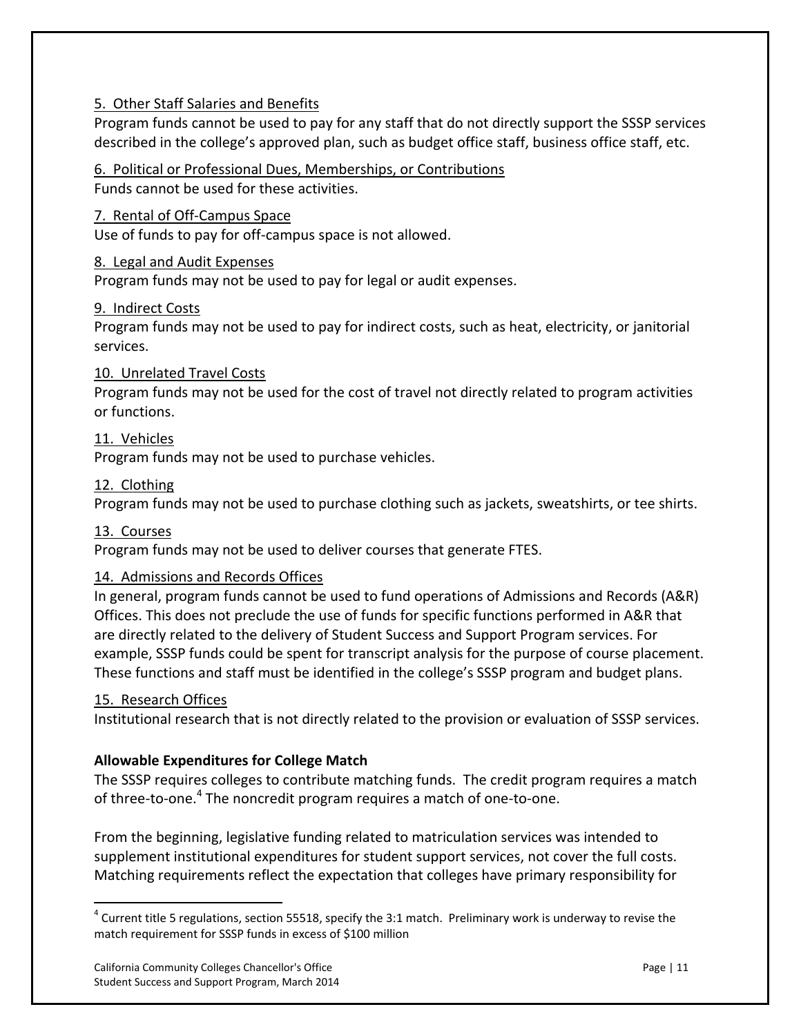5. Other Staff Salaries and Benefits

Program funds cannot be used to pay for any staff that do not directly support the SSSP services described in the college's approved plan, such as budget office staff, business office staff, etc.

6. Political or Professional Dues, Memberships, or Contributions

Funds cannot be used for these activities.

7. Rental of Off-Campus Space

Use of funds to pay for off-campus space is not allowed.

8. Legal and Audit Expenses

Program funds may not be used to pay for legal or audit expenses.

9. Indirect Costs

Program funds may not be used to pay for indirect costs, such as heat, electricity, or janitorial services.

10. Unrelated Travel Costs

Program funds may not be used for the cost of travel not directly related to program activities or functions.

11. Vehicles

Program funds may not be used to purchase vehicles.

12. Clothing

Program funds may not be used to purchase clothing such as jackets, sweatshirts, or tee shirts.

13. Courses

Program funds may not be used to deliver courses that generate FTES.

14. Admissions and Records Offices

In general, program funds cannot be used to fund operations of Admissions and Records (A&R) Offices. This does not preclude the use of funds for specific functions performed in A&R that are directly related to the delivery of Student Success and Support Program services. For example, SSSP funds could be spent for transcript analysis for the purpose of course placement. These functions and staff must be identified in the college's SSSP program and budget plans.

15. Research Offices

Institutional research that is not directly related to the provision or evaluation of SSSP services.

**Allowable Expenditures for College Match**

The SSSP requires colleges to contribute matching funds. The credit program requires a match of three-to-one.[4] The noncredit program requires a match of one-to-one.

From the beginning, legislative funding related to matriculation services was intended to supplement institutional expenditures for student support services, not cover the full costs. Matching requirements reflect the expectation that colleges have primary responsibility for

[4] Current title 5 regulations, section 55518, specify the 3:1 match. Preliminary work is underway to revise the match requirement for SSSP funds in excess of $100 million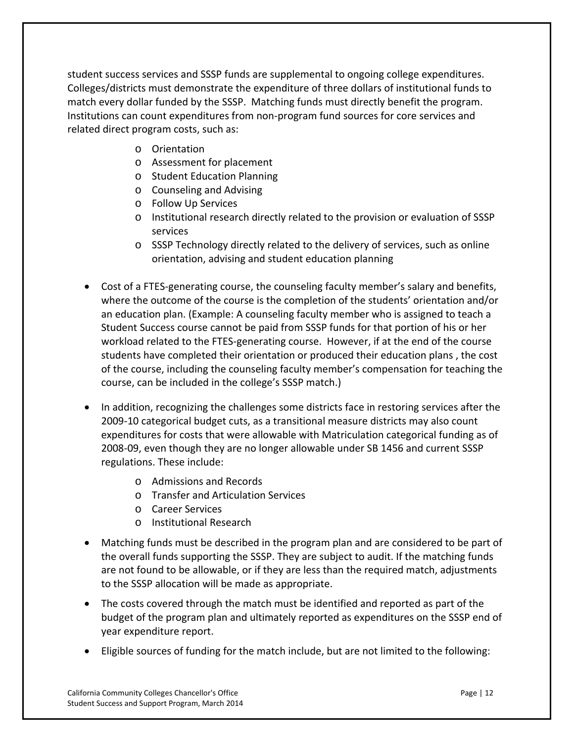student success services and SSSP funds are supplemental to ongoing college expenditures. Colleges/districts must demonstrate the expenditure of three dollars of institutional funds to match every dollar funded by the SSSP. Matching funds must directly benefit the program. Institutions can count expenditures from non-program fund sources for core services and related direct program costs, such as:

- Orientation
- Assessment for placement
- Student Education Planning
- Counseling and Advising
- Follow Up Services
- Institutional research directly related to the provision or evaluation of SSSP services
- SSSP Technology directly related to the delivery of services, such as online orientation, advising and student education planning

- Cost of a FTES-generating course, the counseling faculty member's salary and benefits, where the outcome of the course is the completion of the students' orientation and/or an education plan. (Example: A counseling faculty member who is assigned to teach a Student Success course cannot be paid from SSSP funds for that portion of his or her workload related to the FTES-generating course. However, if at the end of the course students have completed their orientation or produced their education plans , the cost of the course, including the counseling faculty member's compensation for teaching the course, can be included in the college's SSSP match.)

- In addition, recognizing the challenges some districts face in restoring services after the 2009-10 categorical budget cuts, as a transitional measure districts may also count expenditures for costs that were allowable with Matriculation categorical funding as of 2008-09, even though they are no longer allowable under SB 1456 and current SSSP regulations. These include:
  - Admissions and Records
  - Transfer and Articulation Services
  - Career Services
  - Institutional Research

- Matching funds must be described in the program plan and are considered to be part of the overall funds supporting the SSSP. They are subject to audit. If the matching funds are not found to be allowable, or if they are less than the required match, adjustments to the SSSP allocation will be made as appropriate.

- The costs covered through the match must be identified and reported as part of the budget of the program plan and ultimately reported as expenditures on the SSSP end of year expenditure report.

- Eligible sources of funding for the match include, but are not limited to the following: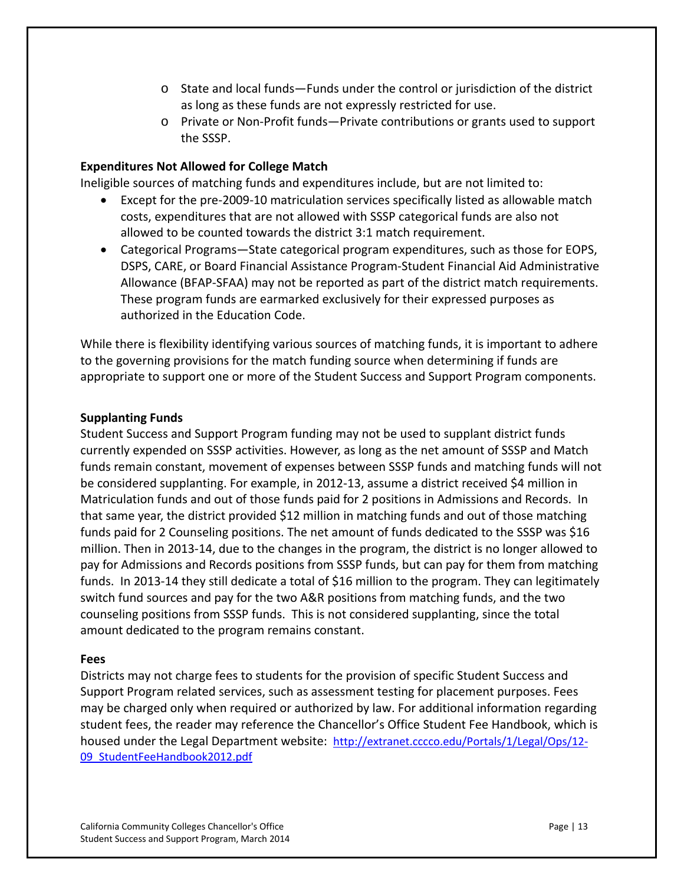- State and local funds—Funds under the control or jurisdiction of the district as long as these funds are not expressly restricted for use.
- Private or Non-Profit funds—Private contributions or grants used to support the SSSP.

**Expenditures Not Allowed for College Match**

Ineligible sources of matching funds and expenditures include, but are not limited to:

- Except for the pre-2009-10 matriculation services specifically listed as allowable match costs, expenditures that are not allowed with SSSP categorical funds are also not allowed to be counted towards the district 3:1 match requirement.
- Categorical Programs—State categorical program expenditures, such as those for EOPS, DSPS, CARE, or Board Financial Assistance Program-Student Financial Aid Administrative Allowance (BFAP-SFAA) may not be reported as part of the district match requirements. These program funds are earmarked exclusively for their expressed purposes as authorized in the Education Code.

While there is flexibility identifying various sources of matching funds, it is important to adhere to the governing provisions for the match funding source when determining if funds are appropriate to support one or more of the Student Success and Support Program components.

**Supplanting Funds**

Student Success and Support Program funding may not be used to supplant district funds currently expended on SSSP activities. However, as long as the net amount of SSSP and Match funds remain constant, movement of expenses between SSSP funds and matching funds will not be considered supplanting. For example, in 2012-13, assume a district received $4 million in Matriculation funds and out of those funds paid for 2 positions in Admissions and Records. In that same year, the district provided $12 million in matching funds and out of those matching funds paid for 2 Counseling positions. The net amount of funds dedicated to the SSSP was $16 million. Then in 2013-14, due to the changes in the program, the district is no longer allowed to pay for Admissions and Records positions from SSSP funds, but can pay for them from matching funds. In 2013-14 they still dedicate a total of $16 million to the program. They can legitimately switch fund sources and pay for the two A&R positions from matching funds, and the two counseling positions from SSSP funds. This is not considered supplanting, since the total amount dedicated to the program remains constant.

**Fees**

Districts may not charge fees to students for the provision of specific Student Success and Support Program related services, such as assessment testing for placement purposes. Fees may be charged only when required or authorized by law. For additional information regarding student fees, the reader may reference the Chancellor's Office Student Fee Handbook, which is housed under the Legal Department website: http://extranet.cccco.edu/Portals/1/Legal/Ops/12-09_StudentFeeHandbook2012.pdf